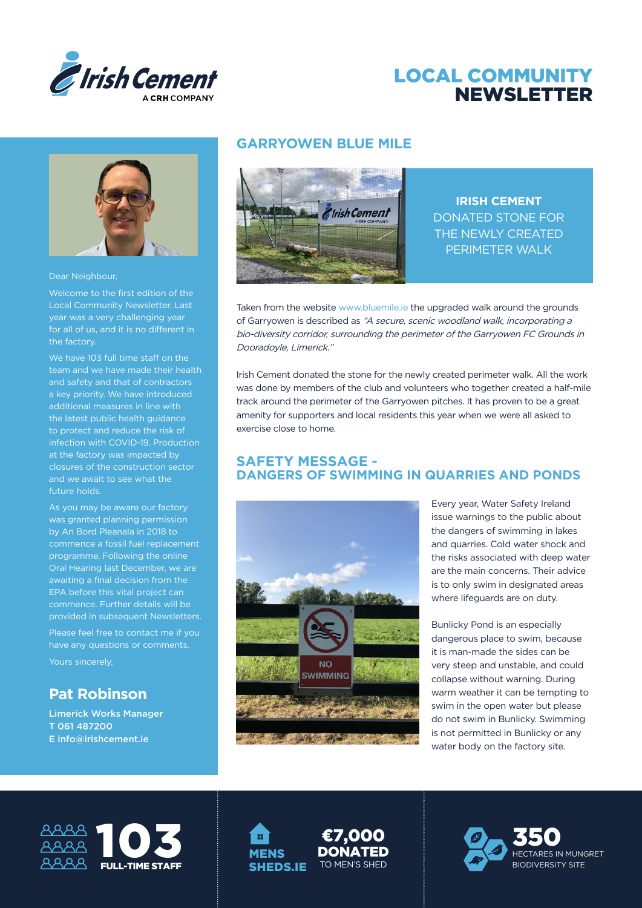# LOCAL COMMUNITY NEWSLETTER

Dear Neighbour,

Welcome to the first edition of the Local Community Newsletter. Last year was a very challenging year for all of us, and it is no different in the factory.

We have 103 full time staff on the team and we have made their health and safety and that of contractors a key priority. We have introduced additional measures in line with the latest public health guidance to protect and reduce the risk of infection with COVID-19. Production at the factory was impacted by closures of the construction sector and we await to see what the future holds.

As you may be aware our factory was granted planning permission by An Bord Pleanala in 2018 to commence a fossil fuel replacement programme. Following the online Oral Hearing last December, we are awaiting a final decision from the EPA before this vital project can commence. Further details will be provided in subsequent Newsletters.

Please feel free to contact me if you have any questions or comments.

Yours sincerely,

**Pat Robinson**

**Limerick Works Manager**
**T 061 487200**
**E info@irishcement.ie**

## GARRYOWEN BLUE MILE

**IRISH CEMENT** DONATED STONE FOR THE NEWLY CREATED PERIMETER WALK

Taken from the website www.bluemile.ie the upgraded walk around the grounds of Garryowen is described as *"A secure, scenic woodland walk, incorporating a bio-diversity corridor, surrounding the perimeter of the Garryowen FC Grounds in Dooradoyle, Limerick."*

Irish Cement donated the stone for the newly created perimeter walk. All the work was done by members of the club and volunteers who together created a half-mile track around the perimeter of the Garryowen pitches. It has proven to be a great amenity for supporters and local residents this year when we were all asked to exercise close to home.

## SAFETY MESSAGE - DANGERS OF SWIMMING IN QUARRIES AND PONDS

Every year, Water Safety Ireland issue warnings to the public about the dangers of swimming in lakes and quarries. Cold water shock and the risks associated with deep water are the main concerns. Their advice is to only swim in designated areas where lifeguards are on duty.

Bunlicky Pond is an especially dangerous place to swim, because it is man-made the sides can be very steep and unstable, and could collapse without warning. During warm weather it can be tempting to swim in the open water but please do not swim in Bunlicky. Swimming is not permitted in Bunlicky or any water body on the factory site.

**103** FULL-TIME STAFF

**MENS SHEDS.IE** — **€7,000 DONATED** TO MEN'S SHED

**350** HECTARES IN MUNGRET BIODIVERSITY SITE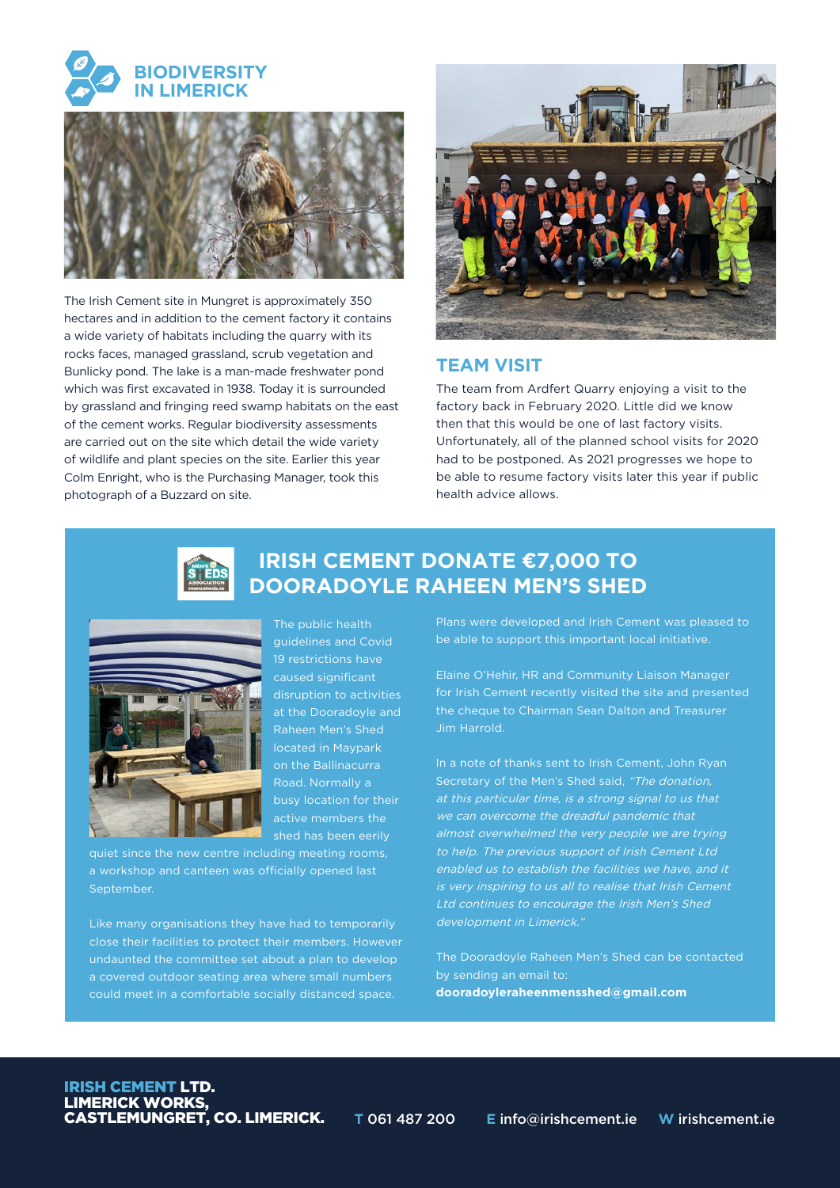## BIODIVERSITY IN LIMERICK

The Irish Cement site in Mungret is approximately 350 hectares and in addition to the cement factory it contains a wide variety of habitats including the quarry with its rocks faces, managed grassland, scrub vegetation and Bunlicky pond. The lake is a man-made freshwater pond which was first excavated in 1938. Today it is surrounded by grassland and fringing reed swamp habitats on the east of the cement works. Regular biodiversity assessments are carried out on the site which detail the wide variety of wildlife and plant species on the site. Earlier this year Colm Enright, who is the Purchasing Manager, took this photograph of a Buzzard on site.

## TEAM VISIT

The team from Ardfert Quarry enjoying a visit to the factory back in February 2020. Little did we know then that this would be one of last factory visits. Unfortunately, all of the planned school visits for 2020 had to be postponed. As 2021 progresses we hope to be able to resume factory visits later this year if public health advice allows.

## IRISH CEMENT DONATE €7,000 TO DOORADOYLE RAHEEN MEN'S SHED

The public health guidelines and Covid 19 restrictions have caused significant disruption to activities at the Dooradoyle and Raheen Men's Shed located in Maypark on the Ballinacurra Road. Normally a busy location for their active members the shed has been eerily quiet since the new centre including meeting rooms, a workshop and canteen was officially opened last September.

Like many organisations they have had to temporarily close their facilities to protect their members. However undaunted the committee set about a plan to develop a covered outdoor seating area where small numbers could meet in a comfortable socially distanced space. Plans were developed and Irish Cement was pleased to be able to support this important local initiative.

Elaine O'Hehir, HR and Community Liaison Manager for Irish Cement recently visited the site and presented the cheque to Chairman Sean Dalton and Treasurer Jim Harrold.

In a note of thanks sent to Irish Cement, John Ryan Secretary of the Men's Shed said, *"The donation, at this particular time, is a strong signal to us that we can overcome the dreadful pandemic that almost overwhelmed the very people we are trying to help. The previous support of Irish Cement Ltd enabled us to establish the facilities we have, and it is very inspiring to us all to realise that Irish Cement Ltd continues to encourage the Irish Men's Shed development in Limerick."*

The Dooradoyle Raheen Men's Shed can be contacted by sending an email to: **dooradoyleraheenmensshed@gmail.com**

**IRISH CEMENT LTD.**
**LIMERICK WORKS,**
**CASTLEMUNGRET, CO. LIMERICK.**

T 061 487 200 E info@irishcement.ie W irishcement.ie